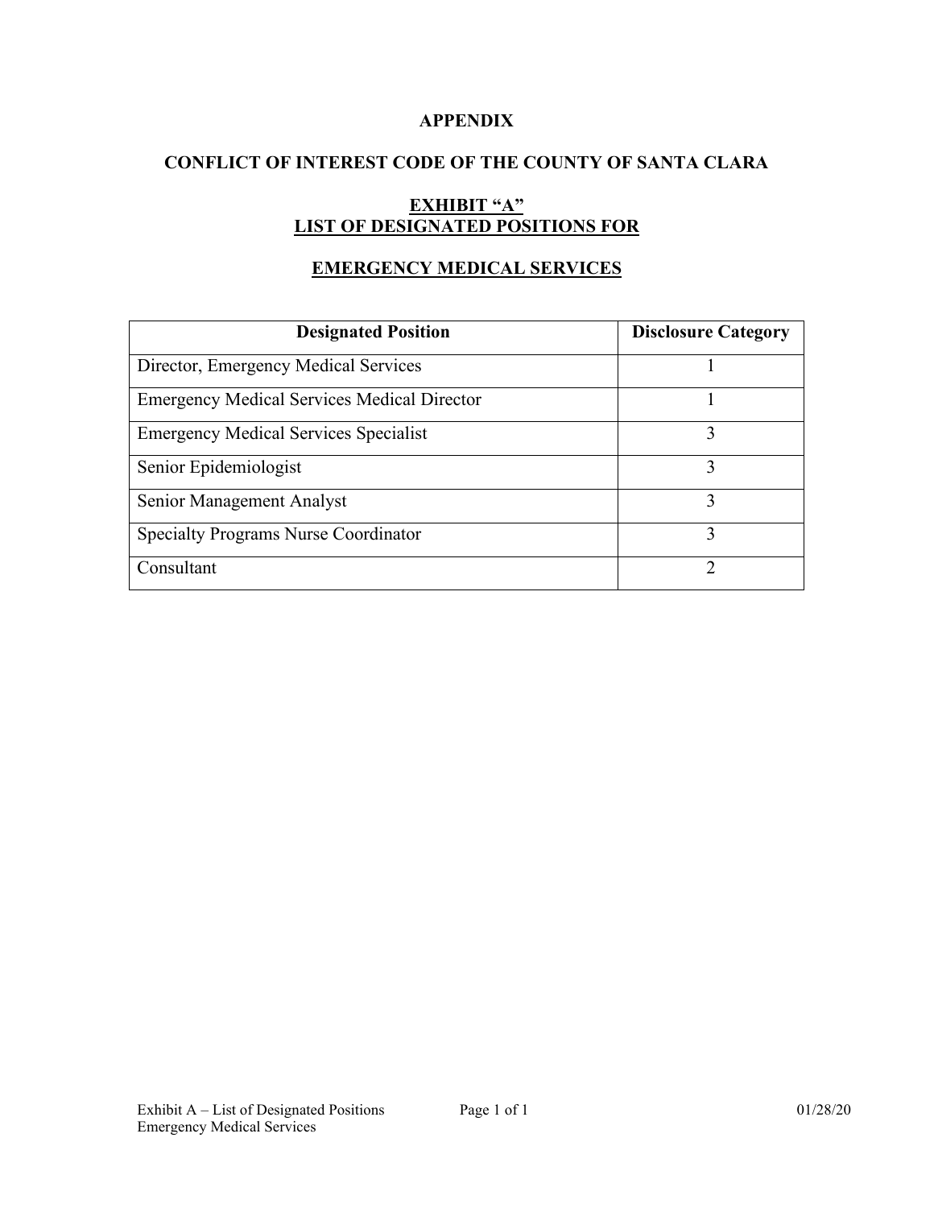# APPENDIX

## CONFLICT OF INTEREST CODE OF THE COUNTY OF SANTA CLARA

## EXHIBIT "A"
## LIST OF DESIGNATED POSITIONS FOR

## EMERGENCY MEDICAL SERVICES

| Designated Position | Disclosure Category |
|---|---|
| Director, Emergency Medical Services | 1 |
| Emergency Medical Services Medical Director | 1 |
| Emergency Medical Services Specialist | 3 |
| Senior Epidemiologist | 3 |
| Senior Management Analyst | 3 |
| Specialty Programs Nurse Coordinator | 3 |
| Consultant | 2 |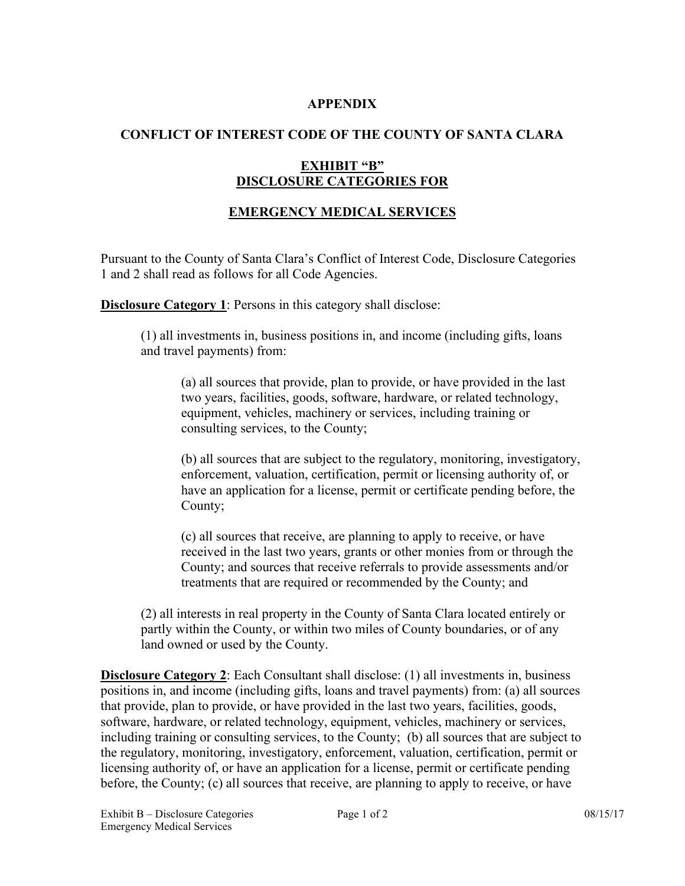**APPENDIX**

**CONFLICT OF INTEREST CODE OF THE COUNTY OF SANTA CLARA**

**EXHIBIT "B"**
**DISCLOSURE CATEGORIES FOR**

**EMERGENCY MEDICAL SERVICES**

Pursuant to the County of Santa Clara's Conflict of Interest Code, Disclosure Categories 1 and 2 shall read as follows for all Code Agencies.

**Disclosure Category 1**: Persons in this category shall disclose:

(1) all investments in, business positions in, and income (including gifts, loans and travel payments) from:

(a) all sources that provide, plan to provide, or have provided in the last two years, facilities, goods, software, hardware, or related technology, equipment, vehicles, machinery or services, including training or consulting services, to the County;

(b) all sources that are subject to the regulatory, monitoring, investigatory, enforcement, valuation, certification, permit or licensing authority of, or have an application for a license, permit or certificate pending before, the County;

(c) all sources that receive, are planning to apply to receive, or have received in the last two years, grants or other monies from or through the County; and sources that receive referrals to provide assessments and/or treatments that are required or recommended by the County; and

(2) all interests in real property in the County of Santa Clara located entirely or partly within the County, or within two miles of County boundaries, or of any land owned or used by the County.

**Disclosure Category 2**: Each Consultant shall disclose: (1) all investments in, business positions in, and income (including gifts, loans and travel payments) from: (a) all sources that provide, plan to provide, or have provided in the last two years, facilities, goods, software, hardware, or related technology, equipment, vehicles, machinery or services, including training or consulting services, to the County; (b) all sources that are subject to the regulatory, monitoring, investigatory, enforcement, valuation, certification, permit or licensing authority of, or have an application for a license, permit or certificate pending before, the County; (c) all sources that receive, are planning to apply to receive, or have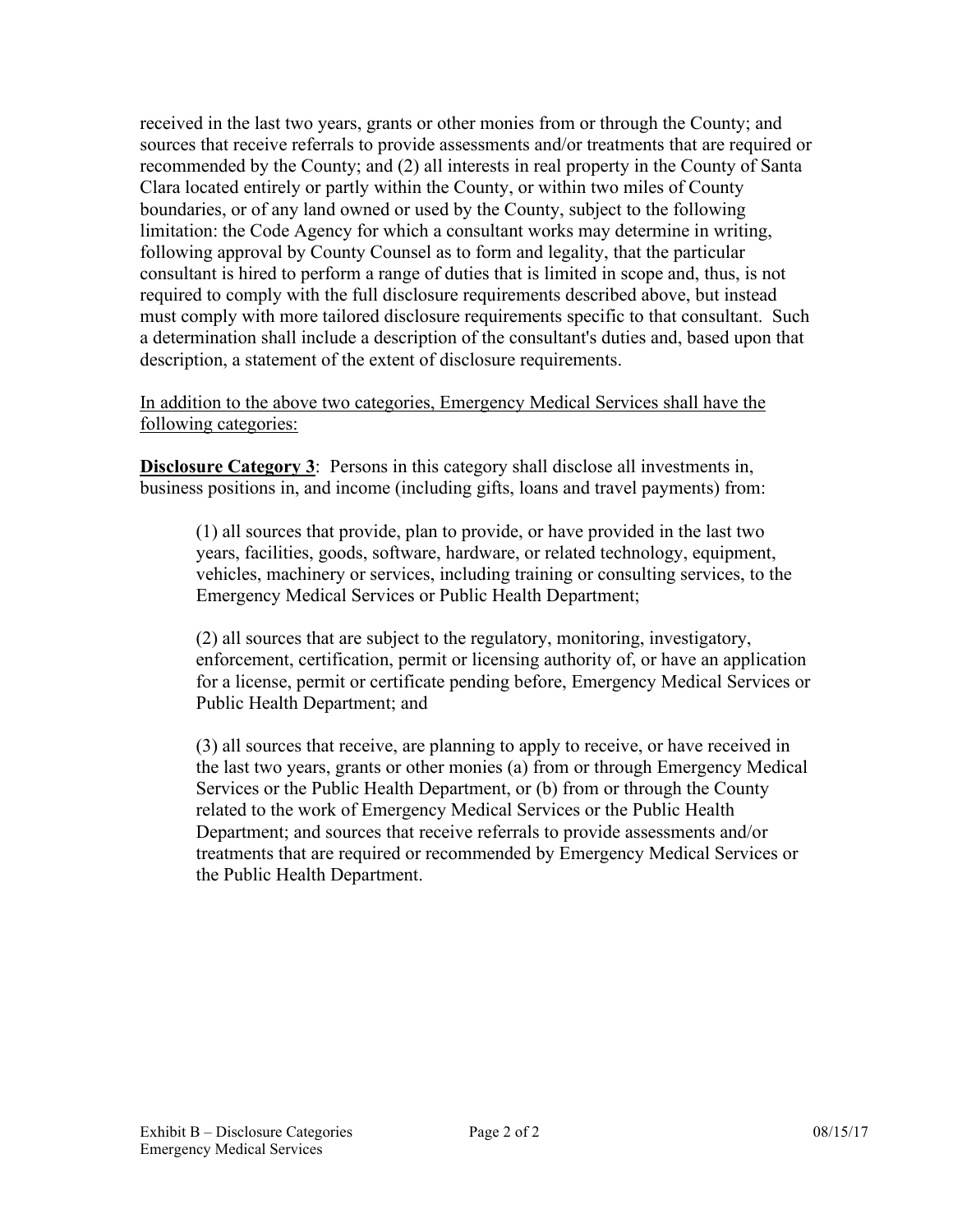received in the last two years, grants or other monies from or through the County; and sources that receive referrals to provide assessments and/or treatments that are required or recommended by the County; and (2) all interests in real property in the County of Santa Clara located entirely or partly within the County, or within two miles of County boundaries, or of any land owned or used by the County, subject to the following limitation: the Code Agency for which a consultant works may determine in writing, following approval by County Counsel as to form and legality, that the particular consultant is hired to perform a range of duties that is limited in scope and, thus, is not required to comply with the full disclosure requirements described above, but instead must comply with more tailored disclosure requirements specific to that consultant. Such a determination shall include a description of the consultant's duties and, based upon that description, a statement of the extent of disclosure requirements.

<u>In addition to the above two categories, Emergency Medical Services shall have the following categories:</u>

**<u>Disclosure Category 3</u>**: Persons in this category shall disclose all investments in, business positions in, and income (including gifts, loans and travel payments) from:

> (1) all sources that provide, plan to provide, or have provided in the last two years, facilities, goods, software, hardware, or related technology, equipment, vehicles, machinery or services, including training or consulting services, to the Emergency Medical Services or Public Health Department;
>
> (2) all sources that are subject to the regulatory, monitoring, investigatory, enforcement, certification, permit or licensing authority of, or have an application for a license, permit or certificate pending before, Emergency Medical Services or Public Health Department; and
>
> (3) all sources that receive, are planning to apply to receive, or have received in the last two years, grants or other monies (a) from or through Emergency Medical Services or the Public Health Department, or (b) from or through the County related to the work of Emergency Medical Services or the Public Health Department; and sources that receive referrals to provide assessments and/or treatments that are required or recommended by Emergency Medical Services or the Public Health Department.